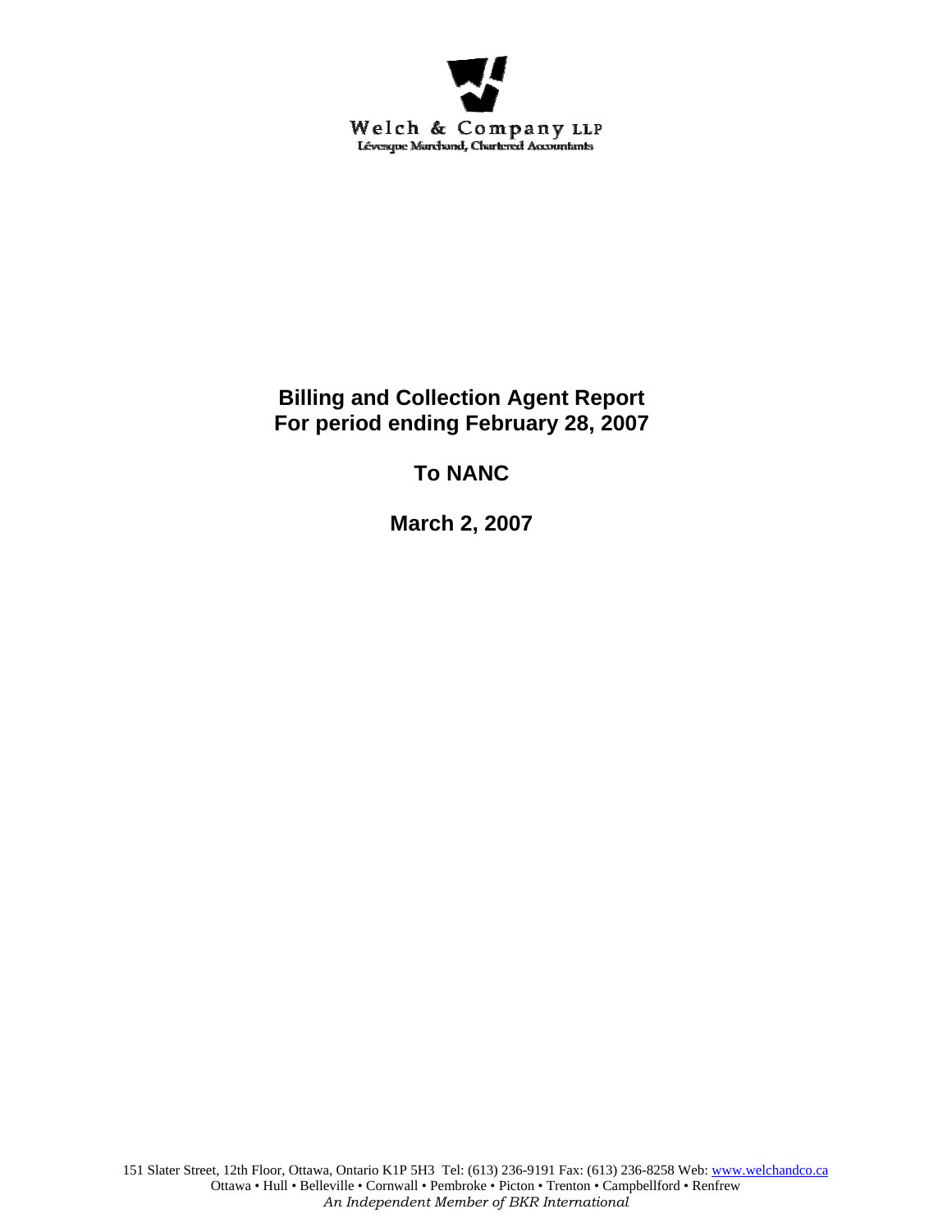Welch & Company LLP
Lévesque Marchand, Chartered Accountants

# Billing and Collection Agent Report
# For period ending February 28, 2007

## To NANC

## March 2, 2007

151 Slater Street, 12th Floor, Ottawa, Ontario K1P 5H3 Tel: (613) 236-9191 Fax: (613) 236-8258 Web: www.welchandco.ca
Ottawa • Hull • Belleville • Cornwall • Pembroke • Picton • Trenton • Campbellford • Renfrew
*An Independent Member of BKR International*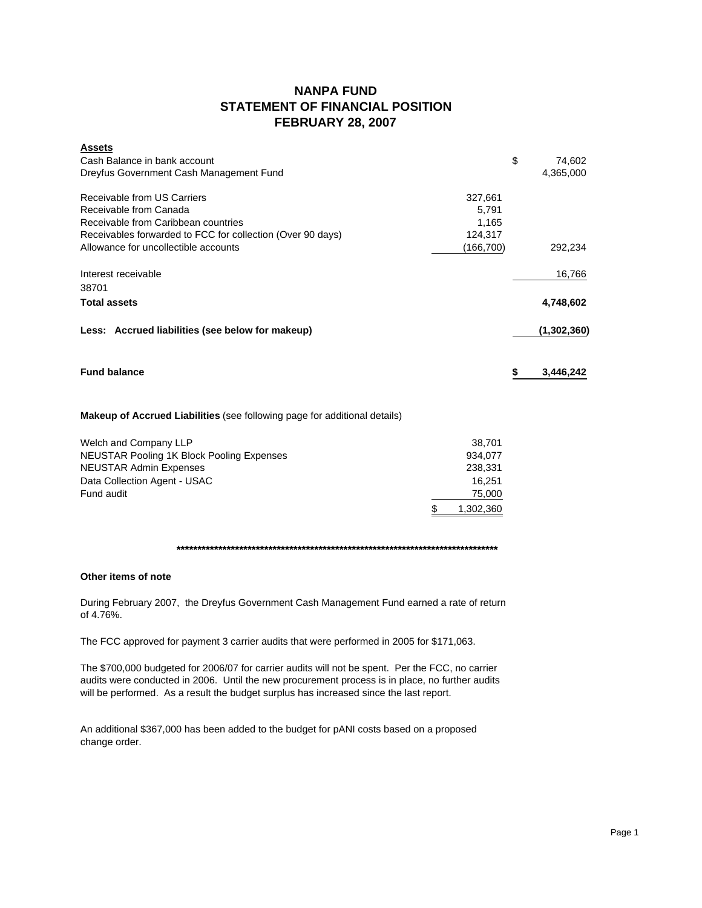# NANPA FUND
## STATEMENT OF FINANCIAL POSITION
## FEBRUARY 28, 2007

| | | |
|---|---|---|
| **Assets** | | |
| Cash Balance in bank account | | $ 74,602 |
| Dreyfus Government Cash Management Fund | | 4,365,000 |
| | | |
| Receivable from US Carriers | 327,661 | |
| Receivable from Canada | 5,791 | |
| Receivable from Caribbean countries | 1,165 | |
| Receivables forwarded to FCC for collection (Over 90 days) | 124,317 | |
| Allowance for uncollectible accounts | (166,700) | 292,234 |
| | | |
| Interest receivable | | 16,766 |
| 38701 | | |
| **Total assets** | | **4,748,602** |
| | | |
| **Less: Accrued liabilities (see below for makeup)** | | **(1,302,360)** |
| | | |
| **Fund balance** | | **$ 3,446,242** |

**Makeup of Accrued Liabilities** (see following page for additional details)

| | |
|---|---|
| Welch and Company LLP | 38,701 |
| NEUSTAR Pooling 1K Block Pooling Expenses | 934,077 |
| NEUSTAR Admin Expenses | 238,331 |
| Data Collection Agent - USAC | 16,251 |
| Fund audit | 75,000 |
| | $ 1,302,360 |

********************************************************************************

**Other items of note**

During February 2007, the Dreyfus Government Cash Management Fund earned a rate of return of 4.76%.

The FCC approved for payment 3 carrier audits that were performed in 2005 for $171,063.

The $700,000 budgeted for 2006/07 for carrier audits will not be spent. Per the FCC, no carrier audits were conducted in 2006. Until the new procurement process is in place, no further audits will be performed. As a result the budget surplus has increased since the last report.

An additional $367,000 has been added to the budget for pANI costs based on a proposed change order.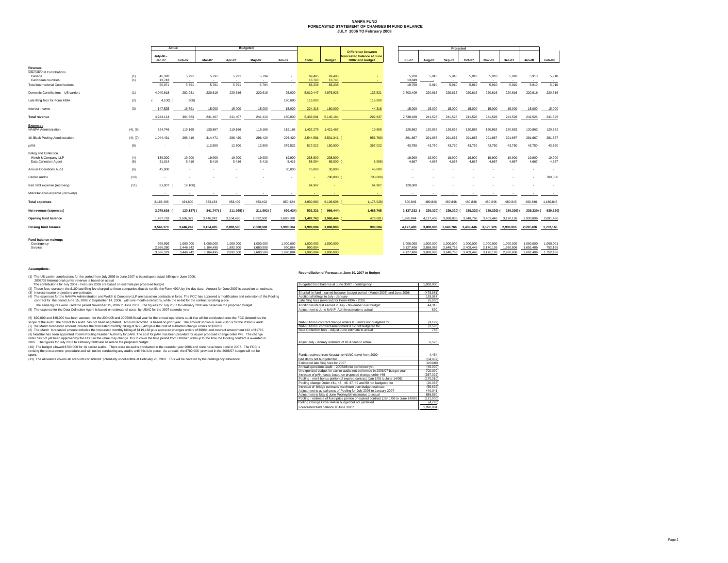# NANPA FUND
## FORECASTED STATEMENT OF CHANGES IN FUND BALANCE
### JULY 2006 TO February 2008

| | | Actual | | Budgeted | | | | | | | Projected | | | | | | | | |
|---|---|---|---|---|---|---|---|---|---|---|---|---|---|---|---|---|---|---|---|
| | | July-06 - Jan 07 | Feb-07 | Mar-07 | Apr-07 | May-07 | Jun-07 | Total | Budget | Difference between forecasted balance at June 30/07 and budget | Jul-07 | Aug-07 | Sep-07 | Oct-07 | Nov-07 | Dec-07 | Jan-08 | Feb-08 |
| **Revenue** | | | | | | | | | | | | | | | | | | |
| International Contributions | | | | | | | | | | | | | | | | | | |
| Canada | (1) | 46,328 | 5,791 | 5,791 | 5,791 | 5,794 | - | 69,495 | 69,495 | - | 5,910 | 5,910 | 5,910 | 5,910 | 5,910 | 5,910 | 5,910 | 5,910 |
| Caribbean countries | (1) | 13,743 | - | - | - | - | - | 13,743 | 13,743 | - | 13,849 | - | - | - | - | - | - | - |
| Total International Contributions | | 60,071 | 5,791 | 5,791 | 5,791 | 5,794 | - | 83,238 | 83,238 | | 19,759 | 5,910 | 5,910 | 5,910 | 5,910 | 5,910 | 5,910 | 5,910 |
| Domestic Contributions - US carriers | (1) | 4,040,618 | 282,981 | 220,616 | 220,616 | 220,616 | 25,000 | 5,010,447 | 4,876,926 | 133,521 | 2,703,409 | 220,616 | 220,616 | 220,616 | 220,616 | 220,616 | 220,616 | 220,616 |
| Late filing fees for Form 499A | (2) | ( 4,100) | ( 900) | | | | 120,000 | 115,000 | - | 115,000 | - | - | - | - | - | - | - | - |
| Interest income | (3) | 147,525 | 16,791 | 15,000 | 15,000 | 15,000 | 15,000 | 224,316 | 180,000 | 44,316 | 15,000 | 15,000 | 15,000 | 15,000 | 15,000 | 15,000 | 15,000 | 15,000 |
| **Total revenue** | | 4,244,114 | 304,663 | 241,407 | 241,407 | 241,410 | 160,000 | 5,433,001 | 5,140,164 | 292,837 | 2,738,168 | 241,526 | 241,526 | 241,526 | 241,526 | 241,526 | 241,526 | 241,526 |
| **Expenses** | | | | | | | | | | | | | | | | | | |
| NANPA Administration | (4), (8) | 824,746 | 119,165 | 130,867 | 119,166 | 119,166 | 119,166 | 1,432,276 | 1,421,467 | 10,809 | 120,862 | 120,862 | 120,862 | 120,862 | 120,862 | 120,862 | 120,862 | 120,862 |
| 1K Block Pooling Administration | (4), (7) | 1,044,431 | 296,419 | 314,471 | 296,420 | 296,420 | 296,420 | 2,544,581 | 3,501,341 | ( 956,760) | 291,667 | 291,667 | 291,667 | 291,667 | 291,667 | 291,667 | 291,667 | 291,667 |
| pANI | (9) | - | - | 112,500 | 12,500 | 12,500 | 379,522 | 517,022 | 150,000 | 367,022 | 43,750 | 43,750 | 43,750 | 43,750 | 43,750 | 43,750 | 43,750 | 43,750 |
| Billing and Collection | | | | | | | | | | | | | | | | | | |
| Welch & Company LLP | (4) | 139,300 | 19,900 | 19,900 | 19,900 | 19,900 | 19,900 | 238,800 | 238,800 | - | 19,900 | 19,900 | 19,900 | 19,900 | 19,900 | 19,900 | 19,900 | 19,900 |
| Data Collection Agent | (5) | 31,014 | 5,416 | 5,416 | 5,416 | 5,416 | 5,416 | 58,094 | 65,000 | ( 6,906) | 4,667 | 4,667 | 4,667 | 4,667 | 4,667 | 4,667 | 4,667 | 4,667 |
| Annual Operations Audit | (6) | 45,000 | - | - | - | - | 30,000 | 75,000 | 30,000 | 45,000 | - | - | - | - | - | - | - | - |
| Carrier Audits | (10) | - | - | - | - | - | - | - | 700,000 | ( 700,000) | - | - | - | - | - | - | - | 700,000 |
| Bad debt expense (recovery) | (11) | 81,007 | ( 16,100) | | | | | 64,907 | - | 64,907 | 120,000 | - | - | - | - | - | - | - |
| Miscellaneous expense (recovery) | | - | - | - | - | - | - | - | - | - | - | - | - | - | - | - | - | - |
| **Total expenses** | | 2,165,498 | 424,800 | 583,154 | 453,402 | 453,402 | 850,424 | 4,930,680 | 6,106,608 | ( 1,175,928) | 600,846 | 480,846 | 480,846 | 480,846 | 480,846 | 480,846 | 480,846 | 1,180,846 |
| **Net revenue (expenses)** | | 2,078,616 | ( 120,137) | ( 341,747) | ( 211,995) | ( 211,992) | ( 690,424) | 502,321 | ( 966,444) | 1,468,765 | 2,137,322 | ( 239,320) | ( 239,320) | ( 239,320) | ( 239,320) | ( 239,320) | ( 239,320) | ( 939,320) |
| **Opening fund balance** | | 1,487,763 | 3,566,379 | 3,446,242 | 3,104,495 | 2,892,500 | 2,680,508 | 1,487,763 | 1,966,444 | ( 478,681) | 1,990,084 | 4,127,406 | 3,888,086 | 3,648,766 | 3,409,446 | 3,170,126 | 2,930,806 | 2,691,486 |
| **Closing fund balance** | | 3,566,379 | 3,446,242 | 3,104,495 | 2,892,500 | 2,680,508 | 1,990,084 | 1,990,084 | 1,000,000 | 990,084 | 4,127,406 | 3,888,086 | 3,648,766 | 3,409,446 | 3,170,126 | 2,930,806 | 2,691,486 | 1,752,166 |
| **Fund balance makeup:** | | | | | | | | | | | | | | | | | | |
| Contingency | | 999,999 | 1,000,000 | 1,000,000 | 1,000,000 | 1,000,000 | 1,000,000 | 1,000,000 | 1,000,000 | | 1,000,000 | 1,000,000 | 1,000,000 | 1,000,000 | 1,000,000 | 1,000,000 | 1,000,000 | 1,000,001 |
| Surplus | | 2,566,380 | 2,446,242 | 2,104,495 | 1,892,500 | 1,680,508 | 990,084 | 990,084 | - | | 3,127,406 | 2,888,086 | 2,648,766 | 2,409,446 | 2,170,126 | 1,930,806 | 1,691,486 | 752,165 |
| | | 3,566,379 | 3,446,242 | 3,104,495 | 2,892,500 | 2,680,508 | 1,990,084 | 1,990,084 | 1,000,000 | | 4,127,406 | 3,888,086 | 3,648,766 | 3,409,446 | 3,170,126 | 2,930,806 | 2,691,486 | 1,752,166 |

**Assumptions:**

(1) The US carrier contributions for the period from July 2006 to June 2007 is based upon actual billings in June 2006.
2007/08 International carrier revenue is based on actual.
The contributions for July 2007 - February 2008 are based on estimate per proposed budget.

(2) These fees represent the $100 late filing fee charged to those companies that do not file the Form 499A by the due date. Amount for June 2007 is based on an estimate.

(3) Interest income projections are estimates

(4) The expenses for the NANPA Administration and Welch & Company LLP are based on contracts in force. The FCC has approved a modification and extension of the Pooling contract for the period June 15, 2006 to September 14, 2006. with one-month extensions, while the re-bid for the contract is taking place.
The same figures were used the period November 15, 2006 to June 2007. The figures for July 2007 to February 2008 are based on the proposed budget.

(5) The expense for the Data Collection Agent is based on estimate of costs by USAC for the 2007 calendar year.

(6) $30,000 and $45,000 has been accrued for the 2004/05 and 2005/06 fiscal year for the annual operations audit that will be conducted once the FCC determines the scope of the audit. The cost of this audit has not been negotiated. Amount recorded is based on prior year. The amount shown in June 2007 is for the 2006/07 audit.

(7) The March forecasted amount includes the forecasted monthly billing of $296,420 plus the cost of submitted change orders of $18051

(8) The March forecasted amount includes the forecasted monthly billing of $119,166 plus approved changes orders of $9984 and contract amendment #12 of $1715

(9) NeuStar has been appointed Interim Routing Number Authority for pANI. The cost for pANI has been provided for as per proposed change order #48. The change order has not yet been approved by the FCC so the value may change. It is to cover the time period from October 2006 up to the time the Pooling contract is awarded in 2007. The figures for July 2007 to February 2008 are based on the proposed budget.

(10) The budget allowed $700,000 for 16 carrier audits. There were no audits conducted in the calendar year 2006 and none have been done in 2007. The FCC is revising the procurement procedure and will not be conducting any audits until this is in place. As a result, the $700,000 provided in the 2006/07 budget will not be spent.

(11) The allowance covers all accounts considered potentially uncollectible at February 28, 2007. This will be covered by the contingency allowance.

**Reconciliation of Forecast at June 30, 2007 to Budget**

| | |
|---|---|
| Budgeted fund balance at June 30/07 - contingency | 1,000,000 |
| Shortfall in fund incurred between budget period (March 2006) and June 2006 | (478,681) |
| Additional billings in July - January | 129,067 |
| Late filing fees (reversal) for Form 499A - 2006 | (5,000) |
| Additional interest earned in July - November over budget | 44,316 |
| Adjustment to June NANP Admin estimate to actual | 890 |
| NANP Admin contract change orders # 8 and 9 not budgeted for | (9,199) |
| NANP Admin contract amendment # 12 not budgeted for | (2,500) |
| Data Collection fees - Adjust June estimate to actual | 783 |
| Adjust July -January estimate of DCA fees to actual | 6,123 |
| Funds received from Neustar re NANC travel from 2000 | 4,454 |
| Bad debts not budgeted for | (64,907) |
| Estimated late filing fees for 2007 | 120,000 |
| Annual operations audit - 2005/06 not performed yet | (45,000) |
| Unexpended budget for carrier audits not performed in 2006/07 budget year | 700,000 |
| Increase of pANI costs based on proposed change order #48 | (367,022) |
| Pooling - merit bonus portion of expired contract (Jan 1/06 to June 14/06) | (170,310) |
| Pooling change Order #41, 43, 46, 47, 49 and 50 not budgeted for | (20,066) |
| Increase of bridge contracts maximum over budget estimate | (55,692) |
| Adjustment to actual costs of Pooling for July 2006 to January 2007 | 440,041 |
| Adjustment to May & June Pooling bill estimates to actual | 888,580 |
| Pooling - estimate of fixed price portion of expired contract (Jan 1/06 to June 14/06) | (121,000) |
| Pooling Change Order #44 in budget but not yet billed | (4,793) |
| Forecasted fund balance at June 30/07 | 1,990,084 |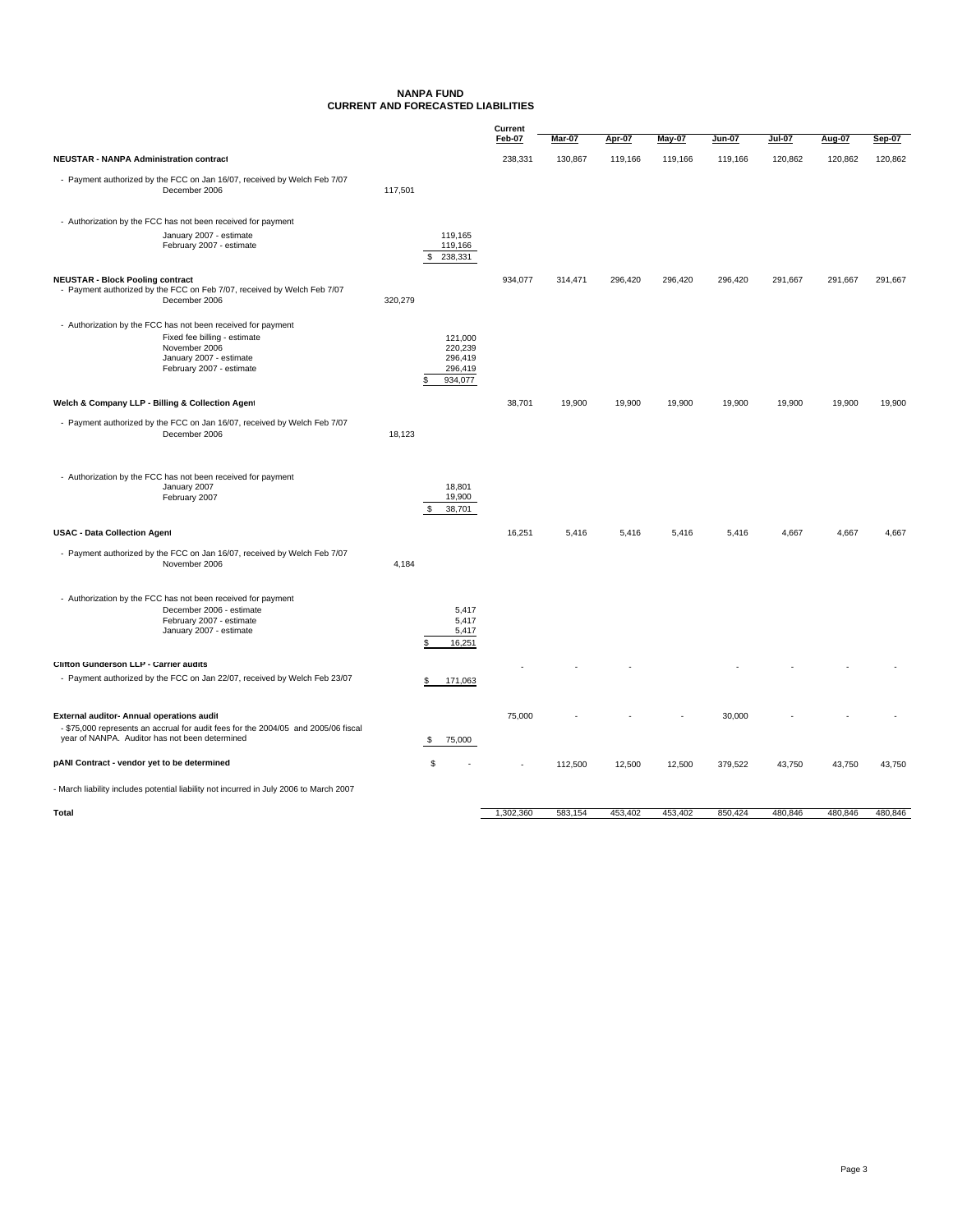# NANPA FUND
## CURRENT AND FORECASTED LIABILITIES

| | | | Current Feb-07 | Mar-07 | Apr-07 | May-07 | Jun-07 | Jul-07 | Aug-07 | Sep-07 |
|---|---|---|---|---|---|---|---|---|---|---|
| **NEUSTAR - NANPA Administration contract** | | | 238,331 | 130,867 | 119,166 | 119,166 | 119,166 | 120,862 | 120,862 | 120,862 |
| - Payment authorized by the FCC on Jan 16/07, received by Welch Feb 7/07 | | | | | | | | | | |
| December 2006 | 117,501 | | | | | | | | | |
| - Authorization by the FCC has not been received for payment | | | | | | | | | | |
| January 2007 - estimate | | 119,165 | | | | | | | | |
| February 2007 - estimate | | 119,166 | | | | | | | | |
| | | $ 238,331 | | | | | | | | |
| **NEUSTAR - Block Pooling contract** | | | 934,077 | 314,471 | 296,420 | 296,420 | 296,420 | 291,667 | 291,667 | 291,667 |
| - Payment authorized by the FCC on Feb 7/07, received by Welch Feb 7/07 | | | | | | | | | | |
| December 2006 | 320,279 | | | | | | | | | |
| - Authorization by the FCC has not been received for payment | | | | | | | | | | |
| Fixed fee billing - estimate | | 121,000 | | | | | | | | |
| November 2006 | | 220,239 | | | | | | | | |
| January 2007 - estimate | | 296,419 | | | | | | | | |
| February 2007 - estimate | | 296,419 | | | | | | | | |
| | | $ 934,077 | | | | | | | | |
| **Welch & Company LLP - Billing & Collection Agent** | | | 38,701 | 19,900 | 19,900 | 19,900 | 19,900 | 19,900 | 19,900 | 19,900 |
| - Payment authorized by the FCC on Jan 16/07, received by Welch Feb 7/07 | | | | | | | | | | |
| December 2006 | 18,123 | | | | | | | | | |
| - Authorization by the FCC has not been received for payment | | | | | | | | | | |
| January 2007 | | 18,801 | | | | | | | | |
| February 2007 | | 19,900 | | | | | | | | |
| | | $ 38,701 | | | | | | | | |
| **USAC - Data Collection Agent** | | | 16,251 | 5,416 | 5,416 | 5,416 | 5,416 | 4,667 | 4,667 | 4,667 |
| - Payment authorized by the FCC on Jan 16/07, received by Welch Feb 7/07 | | | | | | | | | | |
| November 2006 | 4,184 | | | | | | | | | |
| - Authorization by the FCC has not been received for payment | | | | | | | | | | |
| December 2006 - estimate | | 5,417 | | | | | | | | |
| February 2007 - estimate | | 5,417 | | | | | | | | |
| January 2007 - estimate | | 5,417 | | | | | | | | |
| | | $ 16,251 | | | | | | | | |
| **Clifton Gunderson LLP - Carrier audits** | | | - | - | - | - | - | - | - | - |
| - Payment authorized by the FCC on Jan 22/07, received by Welch Feb 23/07 | | $ 171,063 | | | | | | | | |
| **External auditor- Annual operations audit** | | | 75,000 | - | - | - | 30,000 | - | - | - |
| - $75,000 represents an accrual for audit fees for the 2004/05 and 2005/06 fiscal year of NANPA. Auditor has not been determined | | $ 75,000 | | | | | | | | |
| **pANI Contract - vendor yet to be determined** | | $ - | - | 112,500 | 12,500 | 12,500 | 379,522 | 43,750 | 43,750 | 43,750 |
| - March liability includes potential liability not incurred in July 2006 to March 2007 | | | | | | | | | | |
| **Total** | | | 1,302,360 | 583,154 | 453,402 | 453,402 | 850,424 | 480,846 | 480,846 | 480,846 |